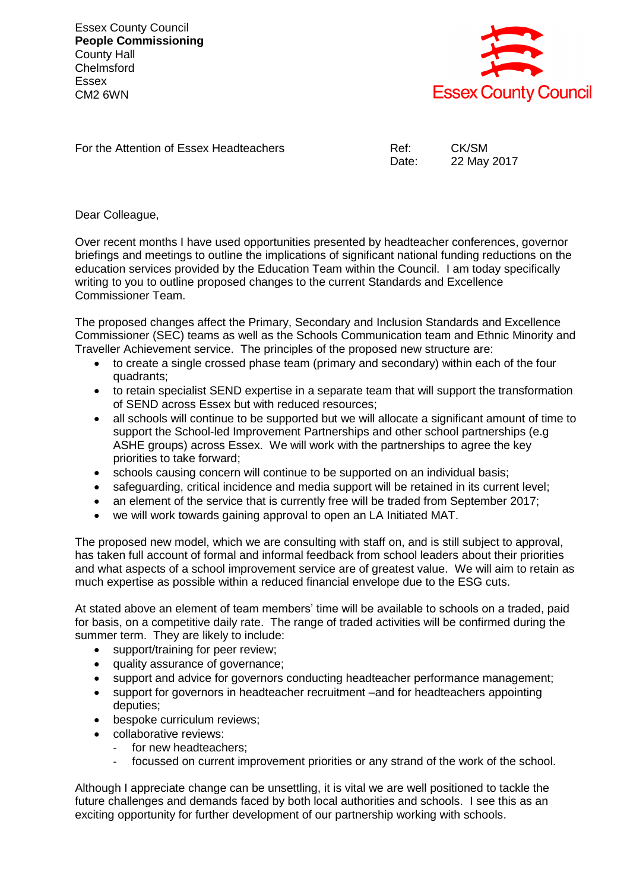Essex County Council
**People Commissioning**
County Hall
Chelmsford
Essex
CM2 6WN

Essex County Council

For the Attention of Essex Headteachers

Ref: CK/SM
Date: 22 May 2017

Dear Colleague,

Over recent months I have used opportunities presented by headteacher conferences, governor briefings and meetings to outline the implications of significant national funding reductions on the education services provided by the Education Team within the Council. I am today specifically writing to you to outline proposed changes to the current Standards and Excellence Commissioner Team.

The proposed changes affect the Primary, Secondary and Inclusion Standards and Excellence Commissioner (SEC) teams as well as the Schools Communication team and Ethnic Minority and Traveller Achievement service. The principles of the proposed new structure are:

- to create a single crossed phase team (primary and secondary) within each of the four quadrants;
- to retain specialist SEND expertise in a separate team that will support the transformation of SEND across Essex but with reduced resources;
- all schools will continue to be supported but we will allocate a significant amount of time to support the School-led Improvement Partnerships and other school partnerships (e.g ASHE groups) across Essex. We will work with the partnerships to agree the key priorities to take forward;
- schools causing concern will continue to be supported on an individual basis;
- safeguarding, critical incidence and media support will be retained in its current level;
- an element of the service that is currently free will be traded from September 2017;
- we will work towards gaining approval to open an LA Initiated MAT.

The proposed new model, which we are consulting with staff on, and is still subject to approval, has taken full account of formal and informal feedback from school leaders about their priorities and what aspects of a school improvement service are of greatest value. We will aim to retain as much expertise as possible within a reduced financial envelope due to the ESG cuts.

At stated above an element of team members' time will be available to schools on a traded, paid for basis, on a competitive daily rate. The range of traded activities will be confirmed during the summer term. They are likely to include:

- support/training for peer review;
- quality assurance of governance;
- support and advice for governors conducting headteacher performance management;
- support for governors in headteacher recruitment –and for headteachers appointing deputies;
- bespoke curriculum reviews;
- collaborative reviews:
  - for new headteachers;
  - focussed on current improvement priorities or any strand of the work of the school.

Although I appreciate change can be unsettling, it is vital we are well positioned to tackle the future challenges and demands faced by both local authorities and schools. I see this as an exciting opportunity for further development of our partnership working with schools.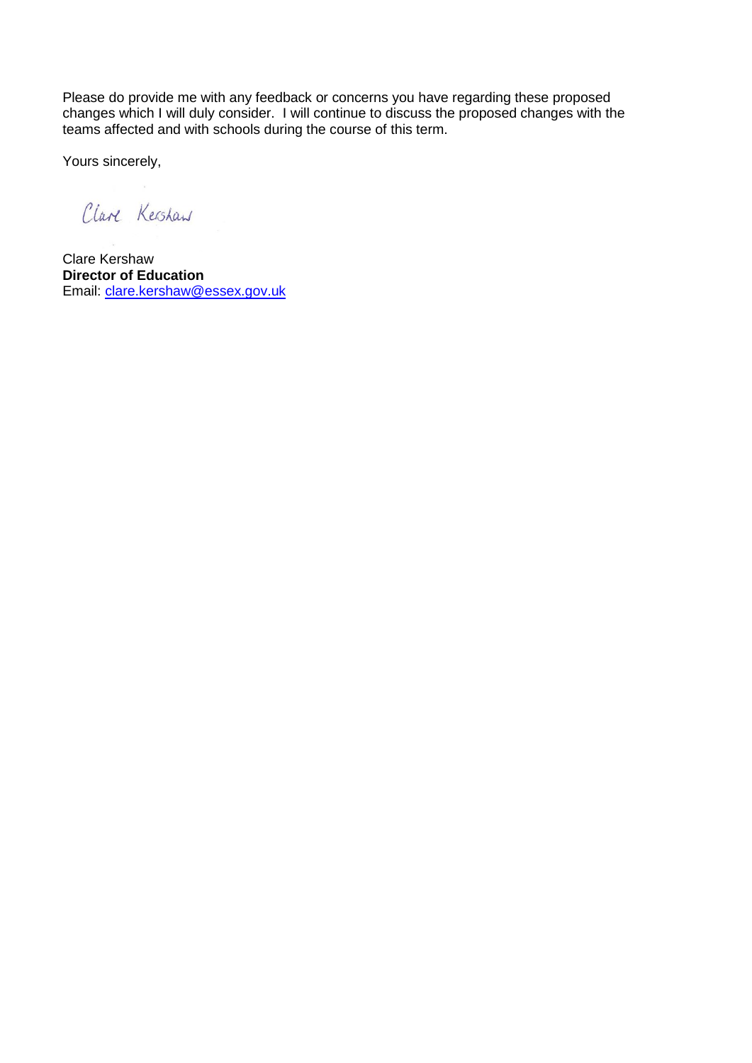Please do provide me with any feedback or concerns you have regarding these proposed changes which I will duly consider. I will continue to discuss the proposed changes with the teams affected and with schools during the course of this term.

Yours sincerely,

Clare Kershaw

Clare Kershaw
**Director of Education**
Email: clare.kershaw@essex.gov.uk